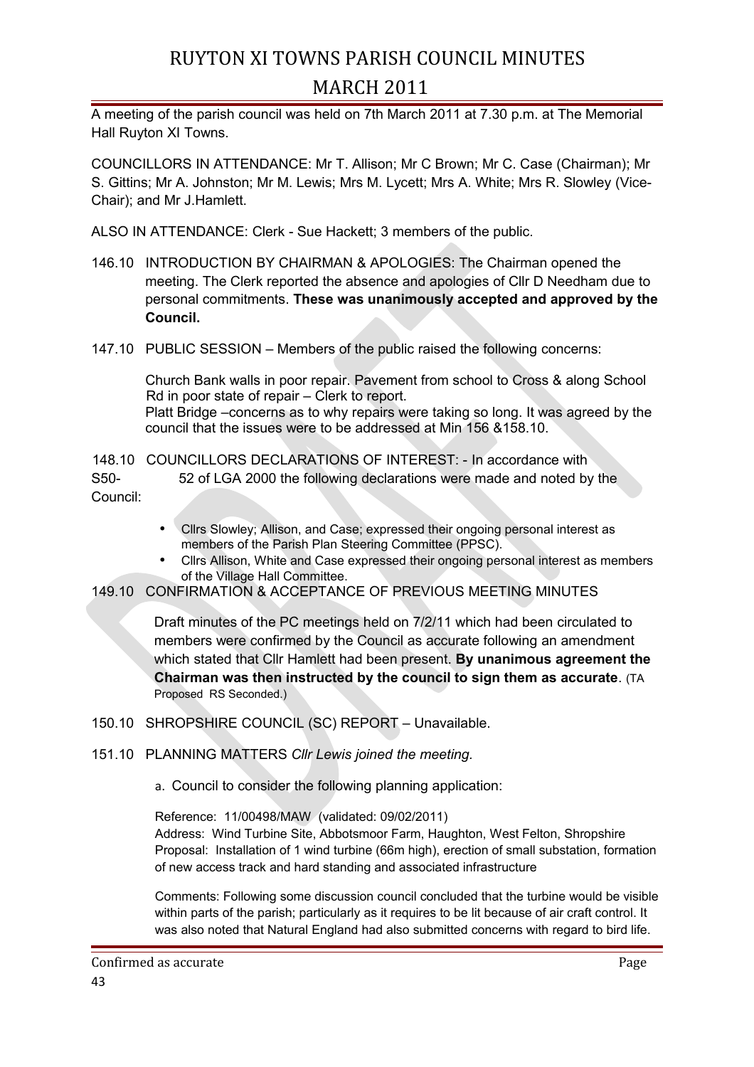# RUYTON XI TOWNS PARISH COUNCIL MINUTES

## MARCH 2011

A meeting of the parish council was held on 7th March 2011 at 7.30 p.m. at The Memorial Hall Ruyton XI Towns.

COUNCILLORS IN ATTENDANCE: Mr T. Allison; Mr C Brown; Mr C. Case (Chairman); Mr S. Gittins; Mr A. Johnston; Mr M. Lewis; Mrs M. Lycett; Mrs A. White; Mrs R. Slowley (Vice-Chair); and Mr J.Hamlett.

ALSO IN ATTENDANCE: Clerk - Sue Hackett; 3 members of the public.

146.10 INTRODUCTION BY CHAIRMAN & APOLOGIES: The Chairman opened the meeting. The Clerk reported the absence and apologies of Cllr D Needham due to personal commitments. **These was unanimously accepted and approved by the Council.**

147.10 PUBLIC SESSION – Members of the public raised the following concerns:

Church Bank walls in poor repair. Pavement from school to Cross & along School Rd in poor state of repair – Clerk to report.
Platt Bridge –concerns as to why repairs were taking so long. It was agreed by the council that the issues were to be addressed at Min 156 &158.10.

148.10 COUNCILLORS DECLARATIONS OF INTEREST: - In accordance with S50-52 of LGA 2000 the following declarations were made and noted by the Council:

- Cllrs Slowley; Allison, and Case; expressed their ongoing personal interest as members of the Parish Plan Steering Committee (PPSC).
- Cllrs Allison, White and Case expressed their ongoing personal interest as members of the Village Hall Committee.

149.10 CONFIRMATION & ACCEPTANCE OF PREVIOUS MEETING MINUTES

Draft minutes of the PC meetings held on 7/2/11 which had been circulated to members were confirmed by the Council as accurate following an amendment which stated that Cllr Hamlett had been present. **By unanimous agreement the Chairman was then instructed by the council to sign them as accurate**. (TA Proposed RS Seconded.)

150.10 SHROPSHIRE COUNCIL (SC) REPORT – Unavailable.

151.10 PLANNING MATTERS *Cllr Lewis joined the meeting.*

a. Council to consider the following planning application:

Reference: 11/00498/MAW (validated: 09/02/2011)
Address: Wind Turbine Site, Abbotsmoor Farm, Haughton, West Felton, Shropshire
Proposal: Installation of 1 wind turbine (66m high), erection of small substation, formation of new access track and hard standing and associated infrastructure

Comments: Following some discussion council concluded that the turbine would be visible within parts of the parish; particularly as it requires to be lit because of air craft control. It was also noted that Natural England had also submitted concerns with regard to bird life.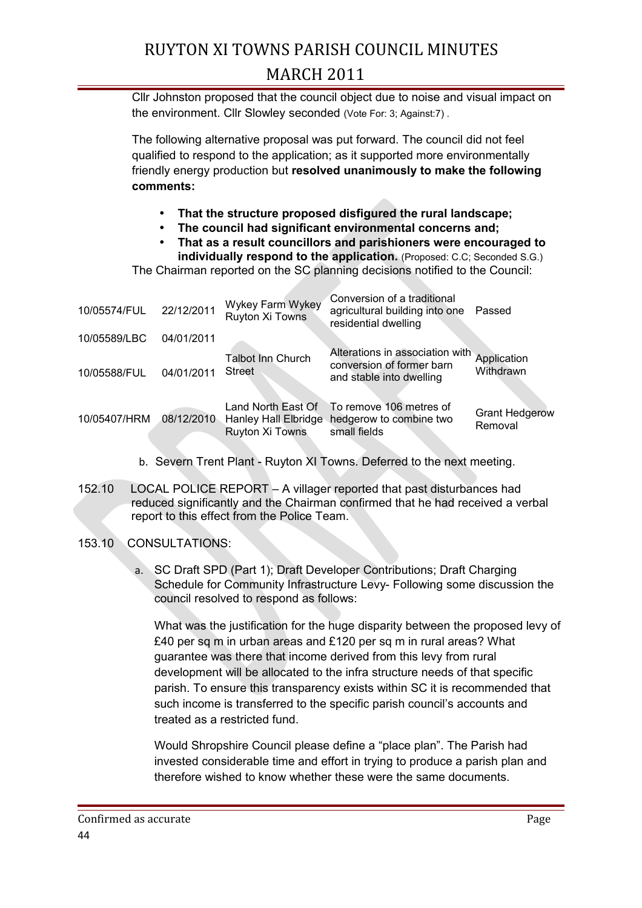Cllr Johnston proposed that the council object due to noise and visual impact on the environment. Cllr Slowley seconded (Vote For: 3; Against:7) .

The following alternative proposal was put forward. The council did not feel qualified to respond to the application; as it supported more environmentally friendly energy production but **resolved unanimously to make the following comments:**

- **That the structure proposed disfigured the rural landscape;**
- **The council had significant environmental concerns and;**
- **That as a result councillors and parishioners were encouraged to individually respond to the application.** (Proposed: C.C; Seconded S.G.)

The Chairman reported on the SC planning decisions notified to the Council:

| | | | | |
|---|---|---|---|---|
| 10/05574/FUL | 22/12/2011 | Wykey Farm Wykey Ruyton Xi Towns | Conversion of a traditional agricultural building into one residential dwelling | Passed |
| 10/05589/LBC | 04/01/2011 | | | |
| 10/05588/FUL | 04/01/2011 | Talbot Inn Church Street | Alterations in association with conversion of former barn and stable into dwelling | Application Withdrawn |
| 10/05407/HRM | 08/12/2010 | Land North East Of Hanley Hall Elbridge Ruyton Xi Towns | To remove 106 metres of hedgerow to combine two small fields | Grant Hedgerow Removal |

b. Severn Trent Plant - Ruyton XI Towns. Deferred to the next meeting.

152.10 LOCAL POLICE REPORT – A villager reported that past disturbances had reduced significantly and the Chairman confirmed that he had received a verbal report to this effect from the Police Team.

153.10 CONSULTATIONS:

a. SC Draft SPD (Part 1); Draft Developer Contributions; Draft Charging Schedule for Community Infrastructure Levy- Following some discussion the council resolved to respond as follows:

What was the justification for the huge disparity between the proposed levy of £40 per sq m in urban areas and £120 per sq m in rural areas? What guarantee was there that income derived from this levy from rural development will be allocated to the infra structure needs of that specific parish. To ensure this transparency exists within SC it is recommended that such income is transferred to the specific parish council's accounts and treated as a restricted fund.

Would Shropshire Council please define a "place plan". The Parish had invested considerable time and effort in trying to produce a parish plan and therefore wished to know whether these were the same documents.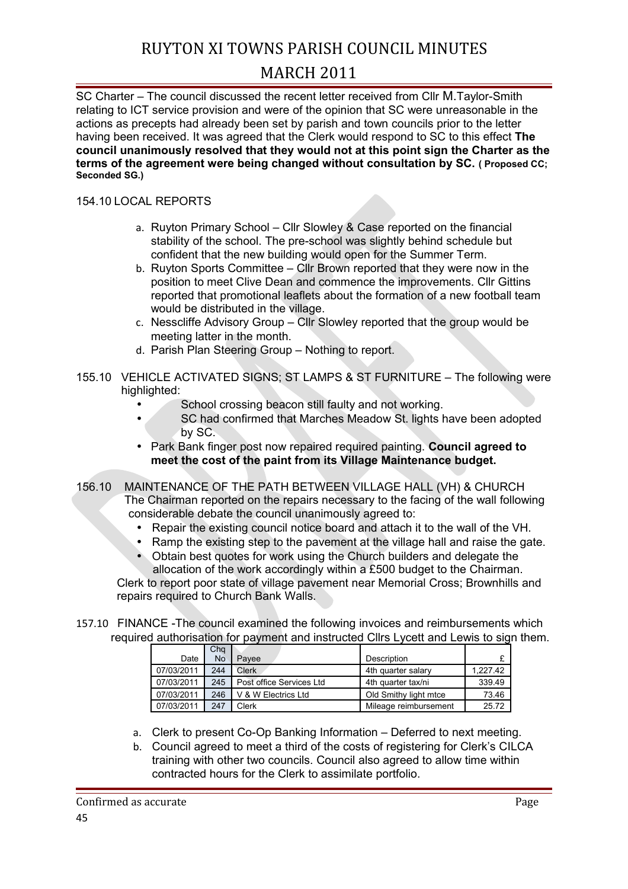SC Charter – The council discussed the recent letter received from Cllr M.Taylor-Smith relating to ICT service provision and were of the opinion that SC were unreasonable in the actions as precepts had already been set by parish and town councils prior to the letter having been received. It was agreed that the Clerk would respond to SC to this effect **The council unanimously resolved that they would not at this point sign the Charter as the terms of the agreement were being changed without consultation by SC. ( Proposed CC; Seconded SG.)**

154.10 LOCAL REPORTS

a. Ruyton Primary School – Cllr Slowley & Case reported on the financial stability of the school. The pre-school was slightly behind schedule but confident that the new building would open for the Summer Term.
b. Ruyton Sports Committee – Cllr Brown reported that they were now in the position to meet Clive Dean and commence the improvements. Cllr Gittins reported that promotional leaflets about the formation of a new football team would be distributed in the village.
c. Nesscliffe Advisory Group – Cllr Slowley reported that the group would be meeting latter in the month.
d. Parish Plan Steering Group – Nothing to report.

155.10 VEHICLE ACTIVATED SIGNS; ST LAMPS & ST FURNITURE – The following were highlighted:

- School crossing beacon still faulty and not working.
- SC had confirmed that Marches Meadow St. lights have been adopted by SC.
- Park Bank finger post now repaired required painting. **Council agreed to meet the cost of the paint from its Village Maintenance budget.**

156.10 MAINTENANCE OF THE PATH BETWEEN VILLAGE HALL (VH) & CHURCH
The Chairman reported on the repairs necessary to the facing of the wall following considerable debate the council unanimously agreed to:

- Repair the existing council notice board and attach it to the wall of the VH.
- Ramp the existing step to the pavement at the village hall and raise the gate.
- Obtain best quotes for work using the Church builders and delegate the allocation of the work accordingly within a £500 budget to the Chairman.

Clerk to report poor state of village pavement near Memorial Cross; Brownhills and repairs required to Church Bank Walls.

157.10 FINANCE -The council examined the following invoices and reimbursements which required authorisation for payment and instructed Cllrs Lycett and Lewis to sign them.

| Date | Chq No | Payee | Description | £ |
|---|---|---|---|---|
| 07/03/2011 | 244 | Clerk | 4th quarter salary | 1,227.42 |
| 07/03/2011 | 245 | Post office Services Ltd | 4th quarter tax/ni | 339.49 |
| 07/03/2011 | 246 | V & W Electrics Ltd | Old Smithy light mtce | 73.46 |
| 07/03/2011 | 247 | Clerk | Mileage reimbursement | 25.72 |

a. Clerk to present Co-Op Banking Information – Deferred to next meeting.
b. Council agreed to meet a third of the costs of registering for Clerk's CILCA training with other two councils. Council also agreed to allow time within contracted hours for the Clerk to assimilate portfolio.

Confirmed as accurate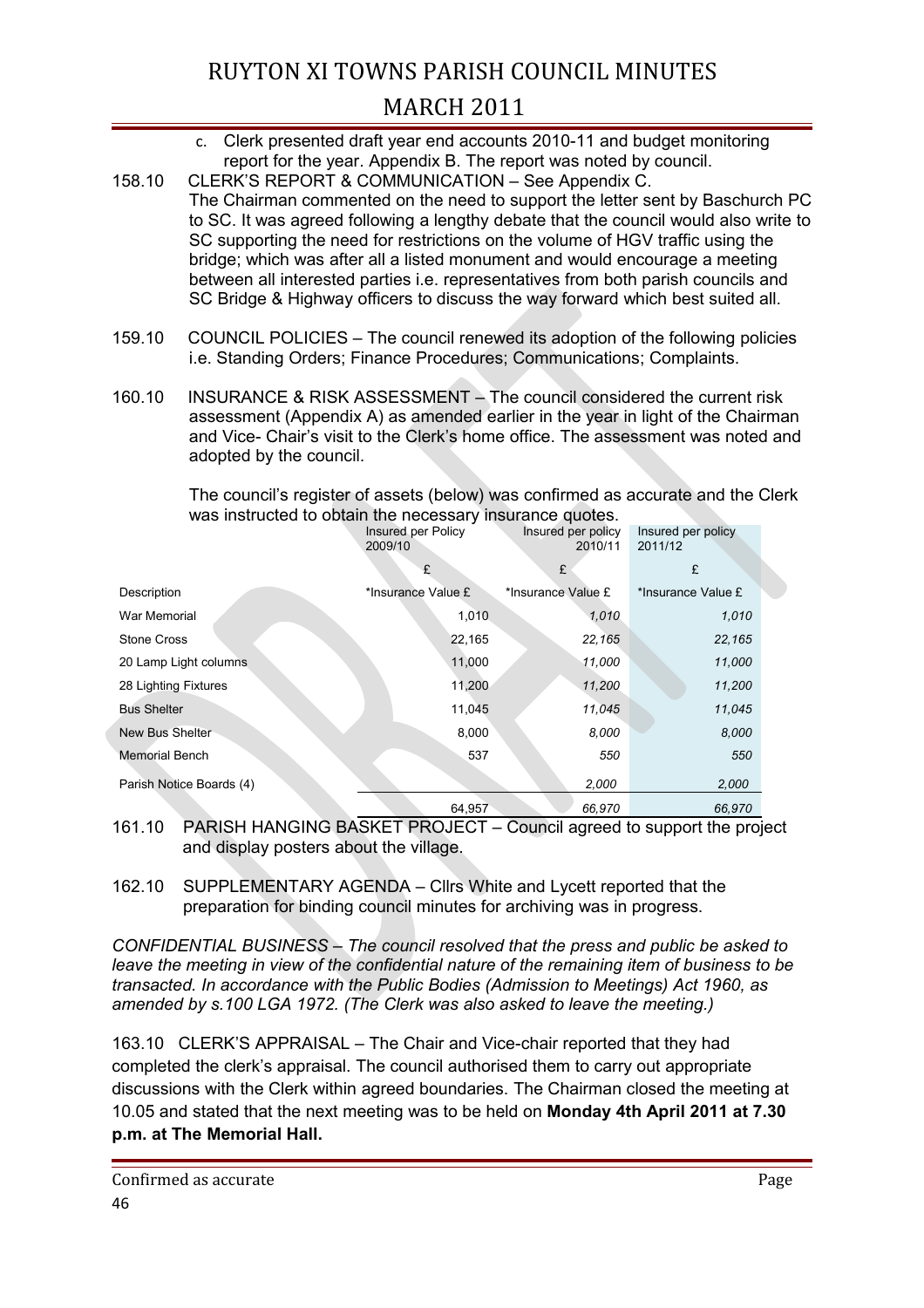c. Clerk presented draft year end accounts 2010-11 and budget monitoring report for the year. Appendix B. The report was noted by council.

158.10 CLERK'S REPORT & COMMUNICATION – See Appendix C.
The Chairman commented on the need to support the letter sent by Baschurch PC to SC. It was agreed following a lengthy debate that the council would also write to SC supporting the need for restrictions on the volume of HGV traffic using the bridge; which was after all a listed monument and would encourage a meeting between all interested parties i.e. representatives from both parish councils and SC Bridge & Highway officers to discuss the way forward which best suited all.

159.10 COUNCIL POLICIES – The council renewed its adoption of the following policies i.e. Standing Orders; Finance Procedures; Communications; Complaints.

160.10 INSURANCE & RISK ASSESSMENT – The council considered the current risk assessment (Appendix A) as amended earlier in the year in light of the Chairman and Vice- Chair's visit to the Clerk's home office. The assessment was noted and adopted by the council.

The council's register of assets (below) was confirmed as accurate and the Clerk was instructed to obtain the necessary insurance quotes.

| | Insured per Policy 2009/10 | Insured per policy 2010/11 | Insured per policy 2011/12 |
|---|---|---|---|
| | £ | £ | £ |
| Description | *Insurance Value £ | *Insurance Value £ | *Insurance Value £ |
| War Memorial | 1,010 | *1,010* | *1,010* |
| Stone Cross | 22,165 | *22,165* | *22,165* |
| 20 Lamp Light columns | 11,000 | *11,000* | *11,000* |
| 28 Lighting Fixtures | 11,200 | *11,200* | *11,200* |
| Bus Shelter | 11,045 | *11,045* | *11,045* |
| New Bus Shelter | 8,000 | *8,000* | *8,000* |
| Memorial Bench | 537 | *550* | *550* |
| Parish Notice Boards (4) | | *2,000* | *2,000* |
| | 64,957 | *66,970* | *66,970* |

161.10 PARISH HANGING BASKET PROJECT – Council agreed to support the project and display posters about the village.

162.10 SUPPLEMENTARY AGENDA – Cllrs White and Lycett reported that the preparation for binding council minutes for archiving was in progress.

*CONFIDENTIAL BUSINESS – The council resolved that the press and public be asked to leave the meeting in view of the confidential nature of the remaining item of business to be transacted. In accordance with the Public Bodies (Admission to Meetings) Act 1960, as amended by s.100 LGA 1972. (The Clerk was also asked to leave the meeting.)*

163.10 CLERK'S APPRAISAL – The Chair and Vice-chair reported that they had completed the clerk's appraisal. The council authorised them to carry out appropriate discussions with the Clerk within agreed boundaries. The Chairman closed the meeting at 10.05 and stated that the next meeting was to be held on **Monday 4th April 2011 at 7.30 p.m. at The Memorial Hall.**

Confirmed as accurate